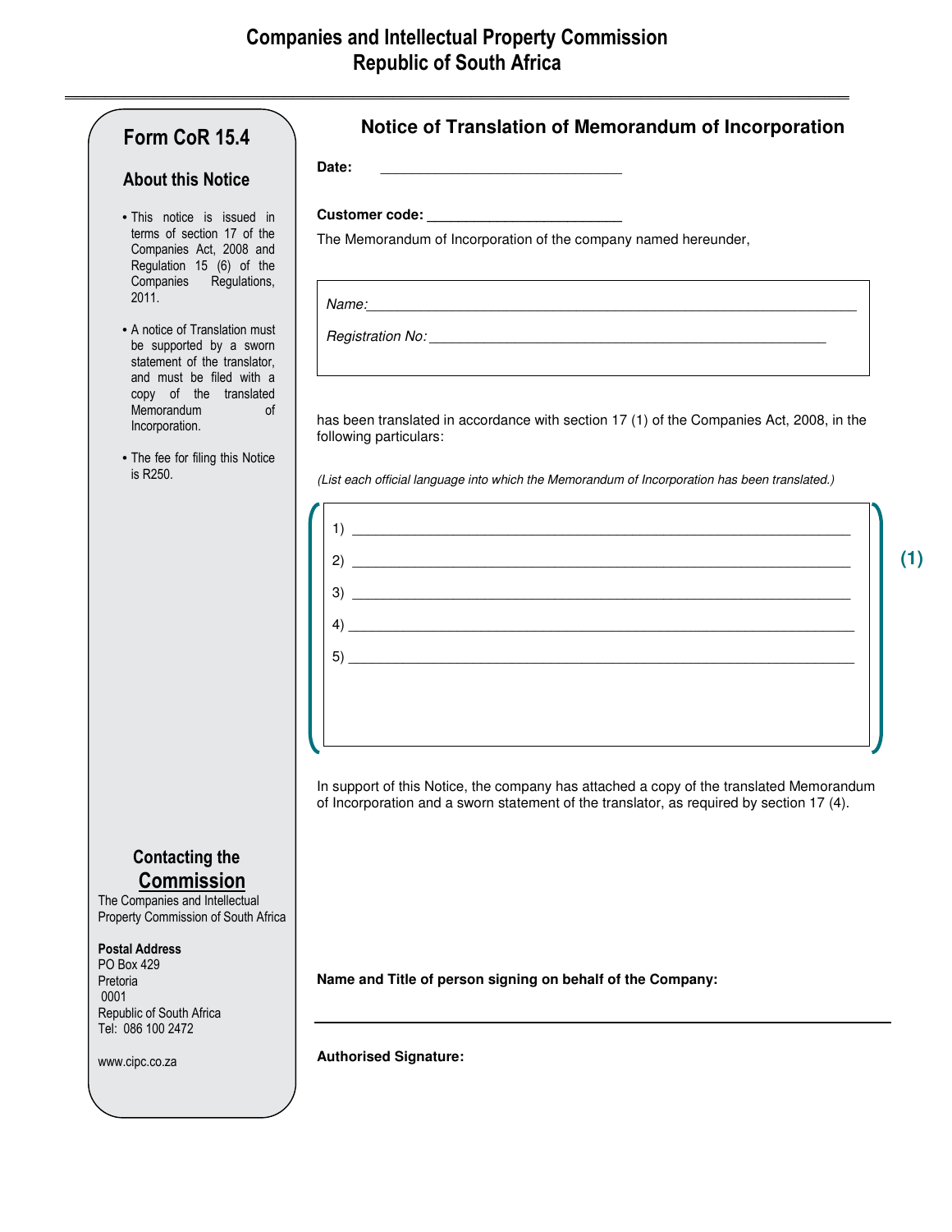# Companies and Intellectual Property Commission
# Republic of South Africa

## Form CoR 15.4

### About this Notice

- This notice is issued in terms of section 17 of the Companies Act, 2008 and Regulation 15 (6) of the Companies Regulations, 2011.
- A notice of Translation must be supported by a sworn statement of the translator, and must be filed with a copy of the translated Memorandum of Incorporation.
- The fee for filing this Notice is R250.

### Contacting the Commission

The Companies and Intellectual Property Commission of South Africa

**Postal Address**
PO Box 429
Pretoria
0001
Republic of South Africa
Tel: 086 100 2472

www.cipc.co.za

## Notice of Translation of Memorandum of Incorporation

**Date:** ______________________________

**Customer code:** ________________________

The Memorandum of Incorporation of the company named hereunder,

*Name:* ____________________________________________________________

*Registration No:* __________________________________________________

has been translated in accordance with section 17 (1) of the Companies Act, 2008, in the following particulars:

*(List each official language into which the Memorandum of Incorporation has been translated.)*

**(1)**

1) ____________________________________________________________
2) ____________________________________________________________
3) ____________________________________________________________
4) ____________________________________________________________
5) ____________________________________________________________

In support of this Notice, the company has attached a copy of the translated Memorandum of Incorporation and a sworn statement of the translator, as required by section 17 (4).

**Name and Title of person signing on behalf of the Company:**

______________________________________________________________________

**Authorised Signature:**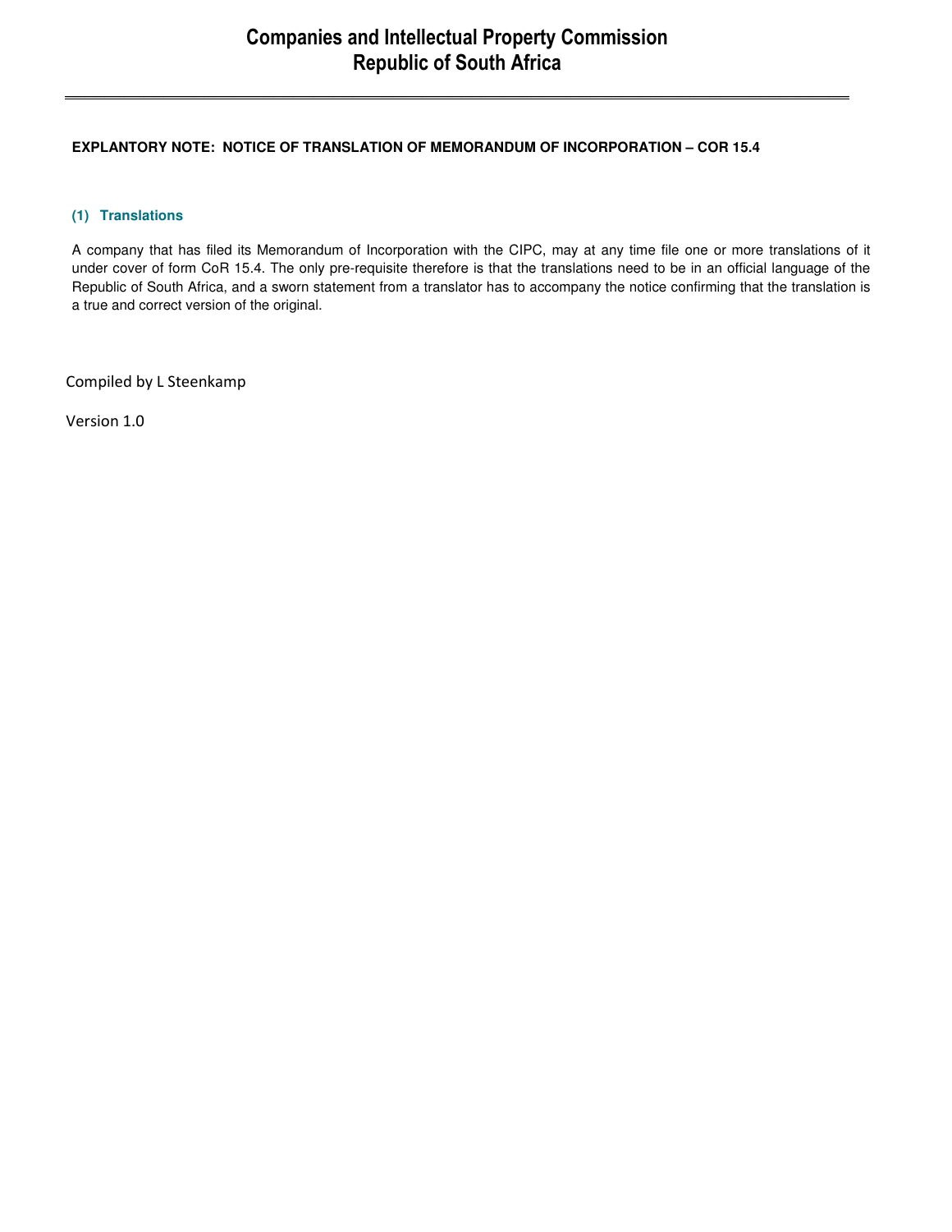# Companies and Intellectual Property Commission
# Republic of South Africa

**EXPLANTORY NOTE: NOTICE OF TRANSLATION OF MEMORANDUM OF INCORPORATION – COR 15.4**

### (1) Translations

A company that has filed its Memorandum of Incorporation with the CIPC, may at any time file one or more translations of it under cover of form CoR 15.4. The only pre-requisite therefore is that the translations need to be in an official language of the Republic of South Africa, and a sworn statement from a translator has to accompany the notice confirming that the translation is a true and correct version of the original.

Compiled by L Steenkamp

Version 1.0